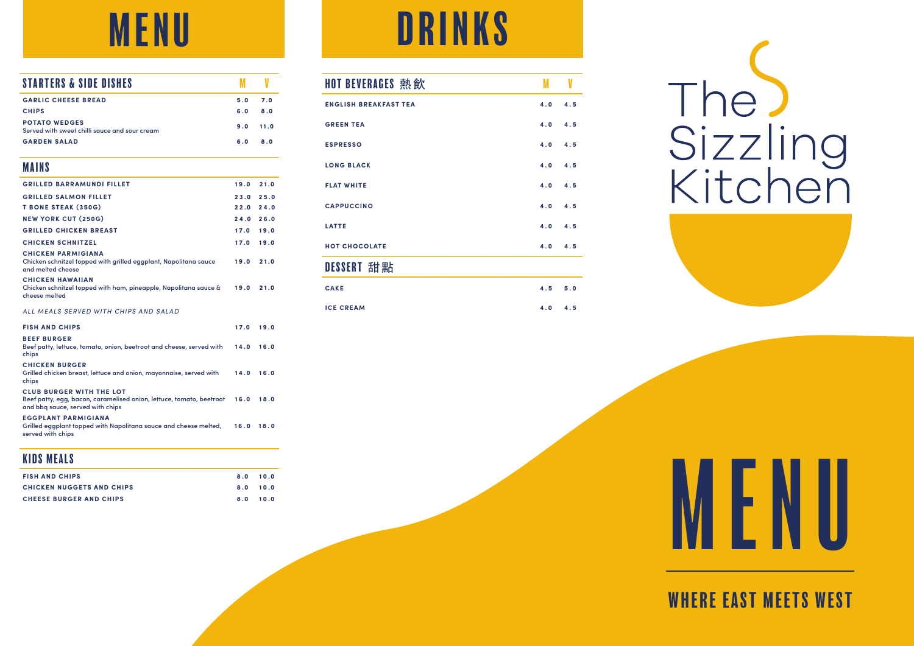# MENU

| STARTERS & SIDE DISHES | M | V |
|---|---|---|
| **GARLIC CHEESE BREAD** | 5.0 | 7.0 |
| **CHIPS** | 6.0 | 8.0 |
| **POTATO WEDGES**<br>Served with sweet chilli sauce and sour cream | 9.0 | 11.0 |
| **GARDEN SALAD** | 6.0 | 8.0 |

## MAINS

| MAINS | M | V |
|---|---|---|
| **GRILLED BARRAMUNDI FILLET** | 19.0 | 21.0 |
| **GRILLED SALMON FILLET** | 23.0 | 25.0 |
| **T BONE STEAK (350G)** | 22.0 | 24.0 |
| **NEW YORK CUT (250G)** | 24.0 | 26.0 |
| **GRILLED CHICKEN BREAST** | 17.0 | 19.0 |
| **CHICKEN SCHNITZEL** | 17.0 | 19.0 |
| **CHICKEN PARMIGIANA**<br>Chicken schnitzel topped with grilled eggplant, Napolitana sauce and melted cheese | 19.0 | 21.0 |
| **CHICKEN HAWAIIAN**<br>Chicken schnitzel topped with ham, pineapple, Napolitana sauce & cheese melted | 19.0 | 21.0 |

*ALL MEALS SERVED WITH CHIPS AND SALAD*

| Item | M | V |
|---|---|---|
| **FISH AND CHIPS** | 17.0 | 19.0 |
| **BEEF BURGER**<br>Beef patty, lettuce, tomato, onion, beetroot and cheese, served with chips | 14.0 | 16.0 |
| **CHICKEN BURGER**<br>Grilled chicken breast, lettuce and onion, mayonnaise, served with chips | 14.0 | 16.0 |
| **CLUB BURGER WITH THE LOT**<br>Beef patty, egg, bacon, caramelised onion, lettuce, tomato, beetroot and bbq sauce, served with chips | 16.0 | 18.0 |
| **EGGPLANT PARMIGIANA**<br>Grilled eggplant topped with Napolitana sauce and cheese melted, served with chips | 16.0 | 18.0 |

## KIDS MEALS

| KIDS MEALS | M | V |
|---|---|---|
| **FISH AND CHIPS** | 8.0 | 10.0 |
| **CHICKEN NUGGETS AND CHIPS** | 8.0 | 10.0 |
| **CHEESE BURGER AND CHIPS** | 8.0 | 10.0 |

# DRINKS

| HOT BEVERAGES 熱飲 | M | V |
|---|---|---|
| **ENGLISH BREAKFAST TEA** | 4.0 | 4.5 |
| **GREEN TEA** | 4.0 | 4.5 |
| **ESPRESSO** | 4.0 | 4.5 |
| **LONG BLACK** | 4.0 | 4.5 |
| **FLAT WHITE** | 4.0 | 4.5 |
| **CAPPUCCINO** | 4.0 | 4.5 |
| **LATTE** | 4.0 | 4.5 |
| **HOT CHOCOLATE** | 4.0 | 4.5 |

## DESSERT 甜點

| DESSERT 甜點 | M | V |
|---|---|---|
| **CAKE** | 4.5 | 5.0 |
| **ICE CREAM** | 4.0 | 4.5 |

# The Sizzling Kitchen

# MENU

## WHERE EAST MEETS WEST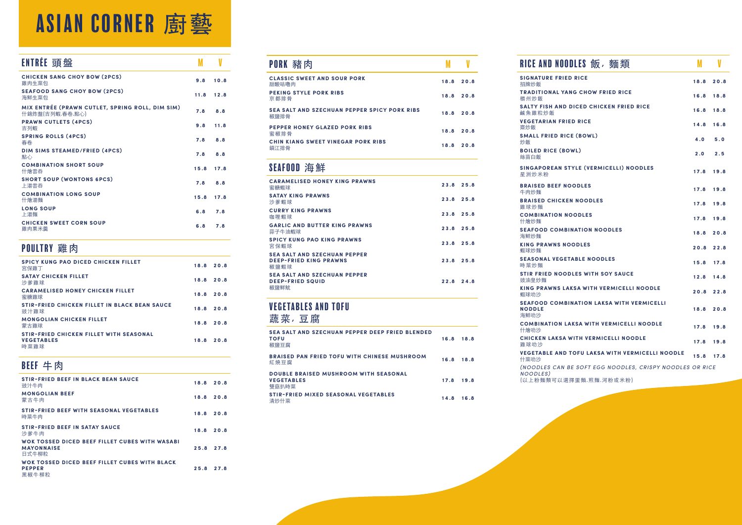# ASIAN CORNER 廚藝

## ENTRÉE 頭盤

| | M | V |
|---|---|---|
| CHICKEN SANG CHOY BOW (2PCS)<br>雞肉生菜包 | 9.8 | 10.8 |
| SEAFOOD SANG CHOY BOW (2PCS)<br>海鮮生菜包 | 11.8 | 12.8 |
| MIX ENTRÉE (PRAWN CUTLET, SPRING ROLL, DIM SIM)<br>什錦炸盤(吉列蝦,春卷,點心) | 7.8 | 8.8 |
| PRAWN CUTLETS (4PCS)<br>吉列蝦 | 9.8 | 11.8 |
| SPRING ROLLS (4PCS)<br>春卷 | 7.8 | 8.8 |
| DIM SIMS STEAMED/FRIED (4PCS)<br>點心 | 7.8 | 8.8 |
| COMBINATION SHORT SOUP<br>什燴雲吞 | 15.8 | 17.8 |
| SHORT SOUP (WONTONS 6PCS)<br>上湯雲吞 | 7.8 | 8.8 |
| COMBINATION LONG SOUP<br>什燴湯麵 | 15.8 | 17.8 |
| LONG SOUP<br>上湯麵 | 6.8 | 7.8 |
| CHICKEN SWEET CORN SOUP<br>雞肉粟米羹 | 6.8 | 7.8 |

## POULTRY 雞肉

| | M | V |
|---|---|---|
| SPICY KUNG PAO DICED CHICKEN FILLET<br>宮保雞丁 | 18.8 | 20.8 |
| SATAY CHICKEN FILLET<br>沙爹雞球 | 18.8 | 20.8 |
| CARAMELISED HONEY CHICKEN FILLET<br>蜜糖雞球 | 18.8 | 20.8 |
| STIR-FRIED CHICKEN FILLET IN BLACK BEAN SAUCE<br>豉汁雞球 | 18.8 | 20.8 |
| MONGOLIAN CHICKEN FILLET<br>蒙古雞球 | 18.8 | 20.8 |
| STIR-FRIED CHICKEN FILLET WITH SEASONAL VEGETABLES<br>時菜雞球 | 18.8 | 20.8 |

## BEEF 牛肉

| | M | V |
|---|---|---|
| STIR-FRIED BEEF IN BLACK BEAN SAUCE<br>豉汁牛肉 | 18.8 | 20.8 |
| MONGOLIAN BEEF<br>蒙古牛肉 | 18.8 | 20.8 |
| STIR-FRIED BEEF WITH SEASONAL VEGETABLES<br>時菜牛肉 | 18.8 | 20.8 |
| STIR-FRIED BEEF IN SATAY SAUCE<br>沙爹牛肉 | 18.8 | 20.8 |
| WOK TOSSED DICED BEEF FILLET CUBES WITH WASABI MAYONNAISE<br>日式牛柳粒 | 25.8 | 27.8 |
| WOK TOSSED DICED BEEF FILLET CUBES WITH BLACK PEPPER<br>黑椒牛柳粒 | 25.8 | 27.8 |

## PORK 豬肉

| | M | V |
|---|---|---|
| CLASSIC SWEET AND SOUR PORK<br>甜酸咕嚕肉 | 18.8 | 20.8 |
| PEKING STYLE PORK RIBS<br>京都排骨 | 18.8 | 20.8 |
| SEA SALT AND SZECHUAN PEPPER SPICY PORK RIBS<br>椒鹽排骨 | 18.8 | 20.8 |
| PEPPER HONEY GLAZED PORK RIBS<br>蜜椒排骨 | 18.8 | 20.8 |
| CHIN KIANG SWEET VINEGAR PORK RIBS<br>鎮江排骨 | 18.8 | 20.8 |

## SEAFOOD 海鮮

| | | |
|---|---|---|
| CARAMELISED HONEY KING PRAWNS<br>蜜糖蝦球 | 23.8 | 25.8 |
| SATAY KING PRAWNS<br>沙爹蝦球 | 23.8 | 25.8 |
| CURRY KING PRAWNS<br>咖喱蝦球 | 23.8 | 25.8 |
| GARLIC AND BUTTER KING PRAWNS<br>蒜子牛油蝦球 | 23.8 | 25.8 |
| SPICY KUNG PAO KING PRAWNS<br>宮保蝦球 | 23.8 | 25.8 |
| SEA SALT AND SZECHUAN PEPPER DEEP-FRIED KING PRAWNS<br>椒鹽蝦球 | 23.8 | 25.8 |
| SEA SALT AND SZECHUAN PEPPER DEEP-FRIED SQUID<br>椒鹽鮮魷 | 22.8 | 24.8 |

## VEGETABLES AND TOFU 蔬菜，豆腐

| | | |
|---|---|---|
| SEA SALT AND SZECHUAN PEPPER DEEP FRIED BLENDED TOFU<br>椒鹽豆腐 | 16.8 | 18.8 |
| BRAISED PAN FRIED TOFU WITH CHINESE MUSHROOM<br>紅燒豆腐 | 16.8 | 18.8 |
| DOUBLE BRAISED MUSHROOM WITH SEASONAL VEGETABLES<br>雙菇扒時菜 | 17.8 | 19.8 |
| STIR-FRIED MIXED SEASONAL VEGETABLES<br>清炒什菜 | 14.8 | 16.8 |

## RICE AND NOODLES 飯，麵類

| | M | V |
|---|---|---|
| SIGNATURE FRIED RICE<br>招牌炒飯 | 18.8 | 20.8 |
| TRADITIONAL YANG CHOW FRIED RICE<br>揚州炒飯 | 16.8 | 18.8 |
| SALTY FISH AND DICED CHICKEN FRIED RICE<br>鹹魚雞粒炒飯 | 16.8 | 18.8 |
| VEGETARIAN FRIED RICE<br>齋炒飯 | 14.8 | 16.8 |
| SMALL FRIED RICE (BOWL)<br>炒飯 | 4.0 | 5.0 |
| BOILED RICE (BOWL)<br>絲苗白飯 | 2.0 | 2.5 |
| SINGAPOREAN STYLE (VERMICELLI) NOODLES<br>星洲炒米粉 | 17.8 | 19.8 |
| BRAISED BEEF NOODLES<br>牛肉炒麵 | 17.8 | 19.8 |
| BRAISED CHICKEN NOODLES<br>雞球炒麵 | 17.8 | 19.8 |
| COMBINATION NOODLES<br>什燴炒麵 | 17.8 | 19.8 |
| SEAFOOD COMBINATION NOODLES<br>海鮮炒麵 | 18.8 | 20.8 |
| KING PRAWNS NOODLES<br>蝦球炒麵 | 20.8 | 22.8 |
| SEASONAL VEGETABLE NOODLES<br>時菜炒麵 | 15.8 | 17.8 |
| STIR FRIED NOODLES WITH SOY SAUCE<br>豉油皇炒麵 | 12.8 | 14.8 |
| KING PRAWNS LAKSA WITH VERMICELLI NOODLE<br>蝦球叻沙 | 20.8 | 22.8 |
| SEAFOOD COMBINATION LAKSA WITH VERMICELLI NODDLE<br>海鮮叻沙 | 18.8 | 20.8 |
| COMBINATION LAKSA WITH VERMICELLI NOODLE<br>什燴叻沙 | 17.8 | 19.8 |
| CHICKEN LAKSA WITH VERMICELLI NOODLE<br>雞球叻沙 | 17.8 | 19.8 |
| VEGETABLE AND TOFU LAKSA WITH VERMICELLI NOODLE<br>什菜叻沙 | 15.8 | 17.8 |

*(NOODLES CAN BE SOFT EGG NOODLES, CRISPY NOODLES OR RICE NOODLES)*
(以上粉麵類可以選擇蛋麵,煎麵,河粉或米粉)